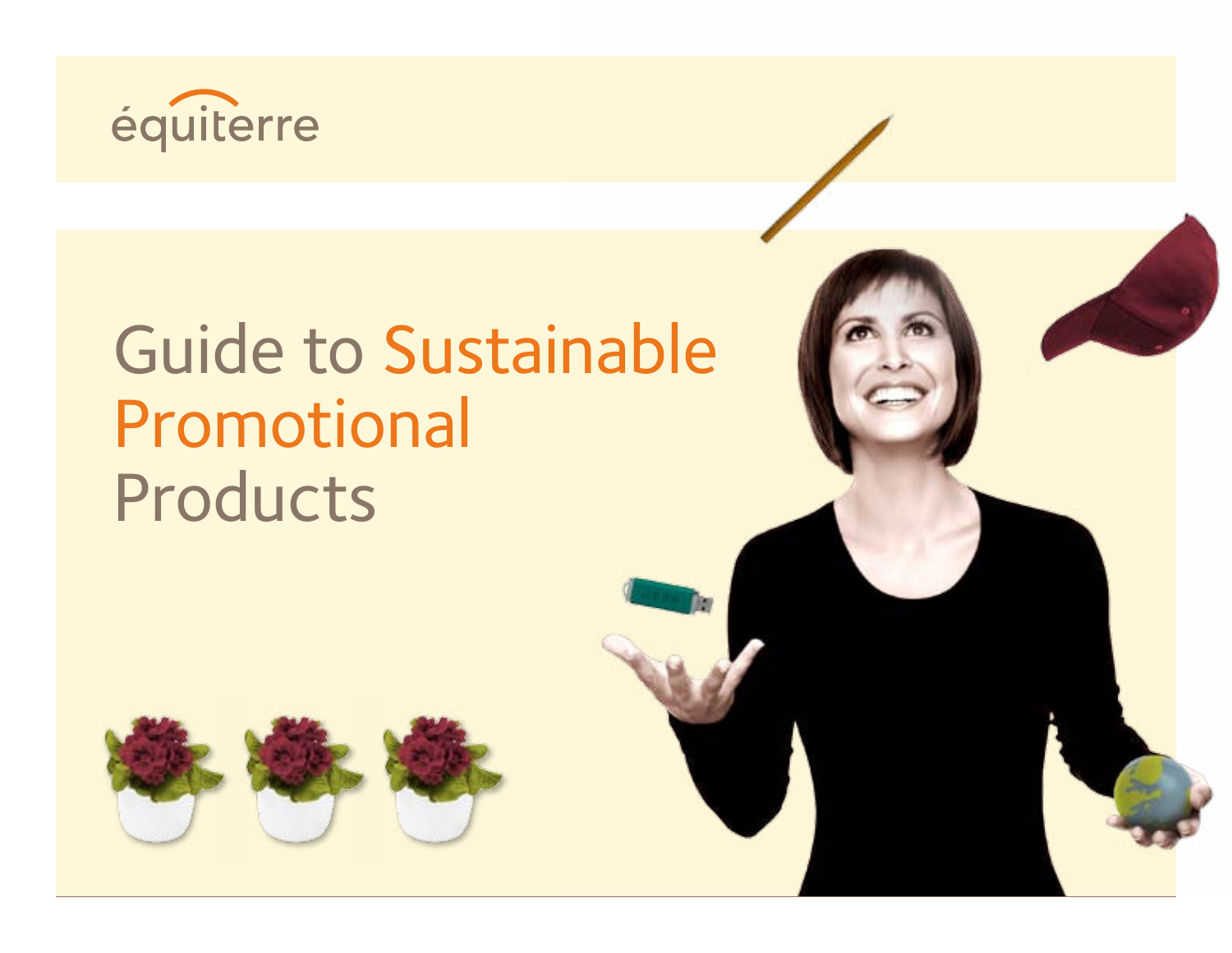équiterre

# Guide to Sustainable Promotional Products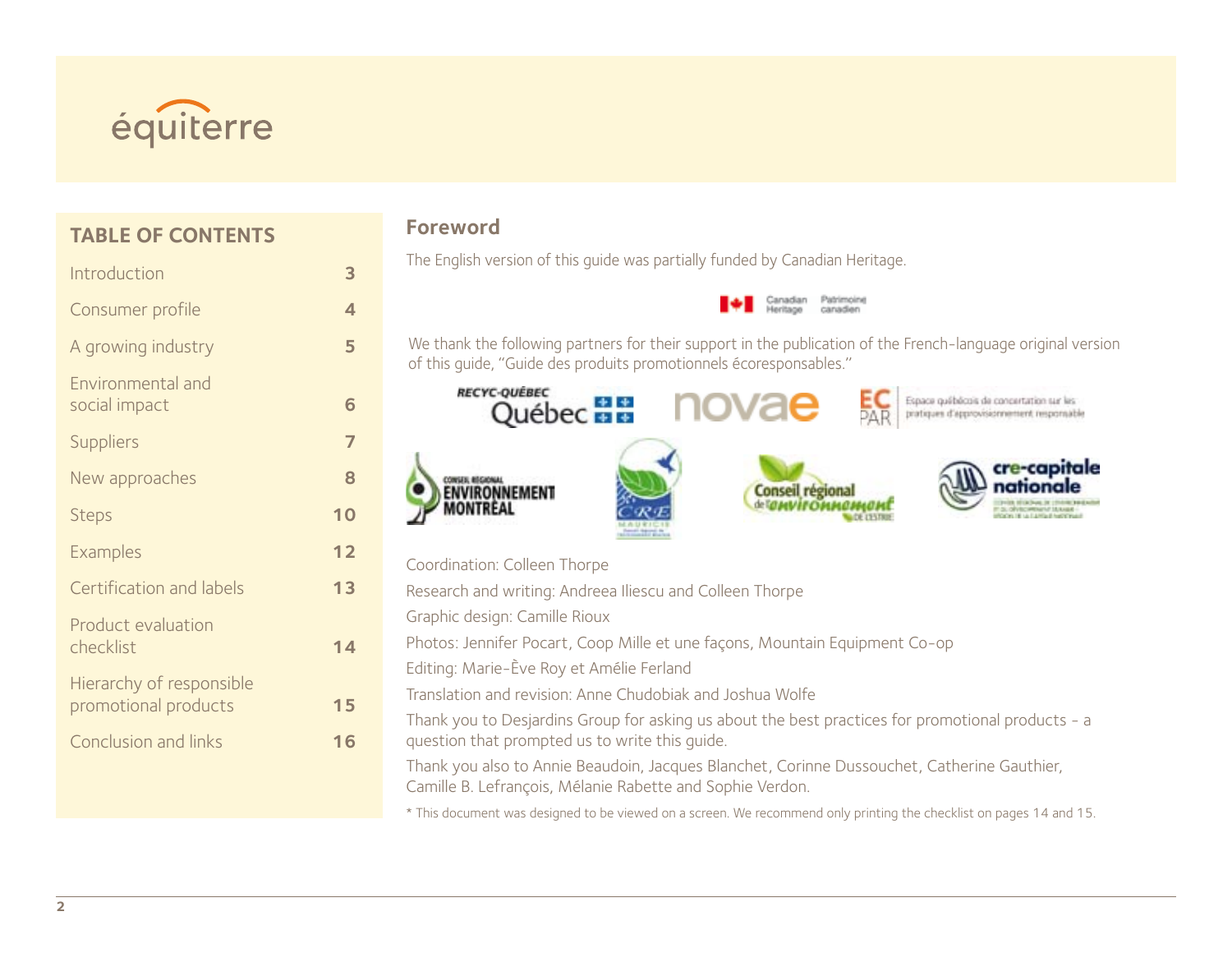## TABLE OF CONTENTS

| | |
|---|---|
| Introduction | 3 |
| Consumer profile | 4 |
| A growing industry | 5 |
| Environmental and social impact | 6 |
| Suppliers | 7 |
| New approaches | 8 |
| Steps | 10 |
| Examples | 12 |
| Certification and labels | 13 |
| Product evaluation checklist | 14 |
| Hierarchy of responsible promotional products | 15 |
| Conclusion and links | 16 |

## Foreword

The English version of this guide was partially funded by Canadian Heritage.

We thank the following partners for their support in the publication of the French-language original version of this guide, "Guide des produits promotionnels écoresponsables."

Coordination: Colleen Thorpe

Research and writing: Andreea Iliescu and Colleen Thorpe

Graphic design: Camille Rioux

Photos: Jennifer Pocart, Coop Mille et une façons, Mountain Equipment Co-op

Editing: Marie-Ève Roy et Amélie Ferland

Translation and revision: Anne Chudobiak and Joshua Wolfe

Thank you to Desjardins Group for asking us about the best practices for promotional products - a question that prompted us to write this guide.

Thank you also to Annie Beaudoin, Jacques Blanchet, Corinne Dussouchet, Catherine Gauthier, Camille B. Lefrançois, Mélanie Rabette and Sophie Verdon.

* This document was designed to be viewed on a screen. We recommend only printing the checklist on pages 14 and 15.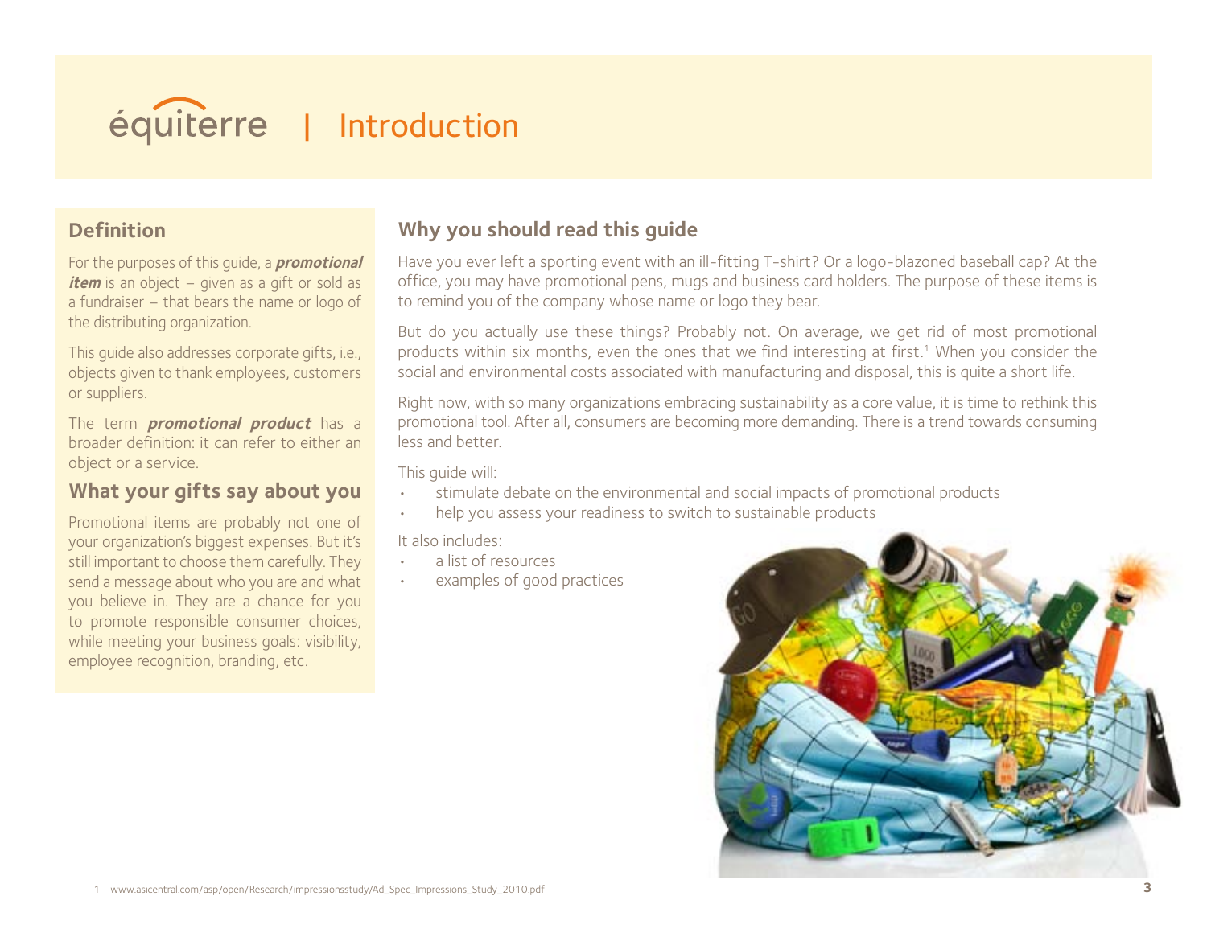# équiterre | Introduction

## Definition

For the purposes of this guide, a ***promotional item*** is an object – given as a gift or sold as a fundraiser – that bears the name or logo of the distributing organization.

This guide also addresses corporate gifts, i.e., objects given to thank employees, customers or suppliers.

The term ***promotional product*** has a broader definition: it can refer to either an object or a service.

## What your gifts say about you

Promotional items are probably not one of your organization's biggest expenses. But it's still important to choose them carefully. They send a message about who you are and what you believe in. They are a chance for you to promote responsible consumer choices, while meeting your business goals: visibility, employee recognition, branding, etc.

## Why you should read this guide

Have you ever left a sporting event with an ill-fitting T-shirt? Or a logo-blazoned baseball cap? At the office, you may have promotional pens, mugs and business card holders. The purpose of these items is to remind you of the company whose name or logo they bear.

But do you actually use these things? Probably not. On average, we get rid of most promotional products within six months, even the ones that we find interesting at first.[1] When you consider the social and environmental costs associated with manufacturing and disposal, this is quite a short life.

Right now, with so many organizations embracing sustainability as a core value, it is time to rethink this promotional tool. After all, consumers are becoming more demanding. There is a trend towards consuming less and better.

This guide will:

- stimulate debate on the environmental and social impacts of promotional products
- help you assess your readiness to switch to sustainable products

It also includes:

- a list of resources
- examples of good practices

1 www.asicentral.com/asp/open/Research/impressionsstudy/Ad_Spec_Impressions_Study_2010.pdf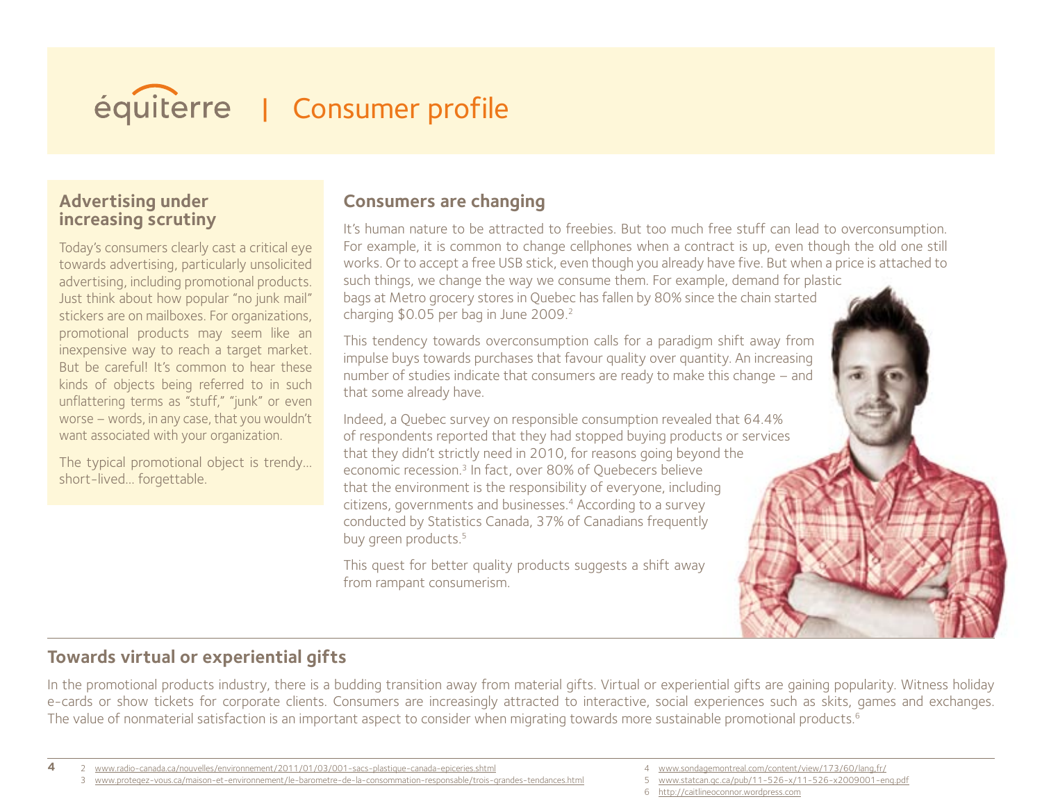# équiterre | Consumer profile

## Advertising under increasing scrutiny

Today's consumers clearly cast a critical eye towards advertising, particularly unsolicited advertising, including promotional products. Just think about how popular "no junk mail" stickers are on mailboxes. For organizations, promotional products may seem like an inexpensive way to reach a target market. But be careful! It's common to hear these kinds of objects being referred to in such unflattering terms as "stuff," "junk" or even worse – words, in any case, that you wouldn't want associated with your organization.

The typical promotional object is trendy… short-lived… forgettable.

## Consumers are changing

It's human nature to be attracted to freebies. But too much free stuff can lead to overconsumption. For example, it is common to change cellphones when a contract is up, even though the old one still works. Or to accept a free USB stick, even though you already have five. But when a price is attached to such things, we change the way we consume them. For example, demand for plastic bags at Metro grocery stores in Quebec has fallen by 80% since the chain started charging $0.05 per bag in June 2009.[2]

This tendency towards overconsumption calls for a paradigm shift away from impulse buys towards purchases that favour quality over quantity. An increasing number of studies indicate that consumers are ready to make this change – and that some already have.

Indeed, a Quebec survey on responsible consumption revealed that 64.4% of respondents reported that they had stopped buying products or services that they didn't strictly need in 2010, for reasons going beyond the economic recession.[3] In fact, over 80% of Quebecers believe that the environment is the responsibility of everyone, including citizens, governments and businesses.[4] According to a survey conducted by Statistics Canada, 37% of Canadians frequently buy green products.[5]

This quest for better quality products suggests a shift away from rampant consumerism.

## Towards virtual or experiential gifts

In the promotional products industry, there is a budding transition away from material gifts. Virtual or experiential gifts are gaining popularity. Witness holiday e-cards or show tickets for corporate clients. Consumers are increasingly attracted to interactive, social experiences such as skits, games and exchanges. The value of nonmaterial satisfaction is an important aspect to consider when migrating towards more sustainable promotional products.[6]

2 www.radio-canada.ca/nouvelles/environnement/2011/01/03/001-sacs-plastique-canada-epiceries.shtml
3 www.protegez-vous.ca/maison-et-environnement/le-barometre-de-la-consommation-responsable/trois-grandes-tendances.html
4 www.sondagemontreal.com/content/view/173/60/lang,fr/
5 www.statcan.gc.ca/pub/11-526-x/11-526-x2009001-eng.pdf
6 http://caitlineoconnor.wordpress.com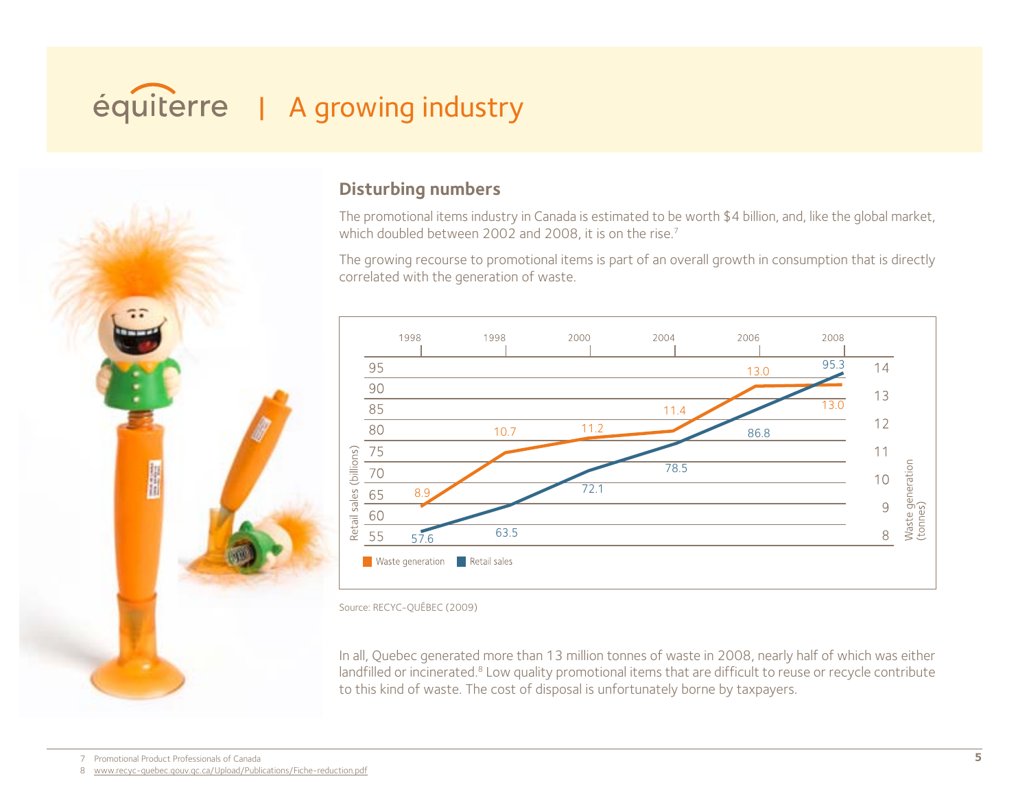# équiterre | A growing industry

## Disturbing numbers

The promotional items industry in Canada is estimated to be worth $4 billion, and, like the global market, which doubled between 2002 and 2008, it is on the rise.[7]

The growing recourse to promotional items is part of an overall growth in consumption that is directly correlated with the generation of waste.

| Year | Retail sales (billions) | Waste generation (tonnes) |
|---|---|---|
| 1998 | 57.6 | 8.9 |
| 1998 | 63.5 | 10.7 |
| 2000 | 72.1 | 11.2 |
| 2004 | 78.5 | 11.4 |
| 2006 | 86.8 | 13.0 |
| 2008 | 95.3 | 13.0 |

Source: RECYC-QUÉBEC (2009)

In all, Quebec generated more than 13 million tonnes of waste in 2008, nearly half of which was either landfilled or incinerated.[8] Low quality promotional items that are difficult to reuse or recycle contribute to this kind of waste. The cost of disposal is unfortunately borne by taxpayers.

7 Promotional Product Professionals of Canada
8 www.recyc-quebec.gouv.qc.ca/Upload/Publications/Fiche-reduction.pdf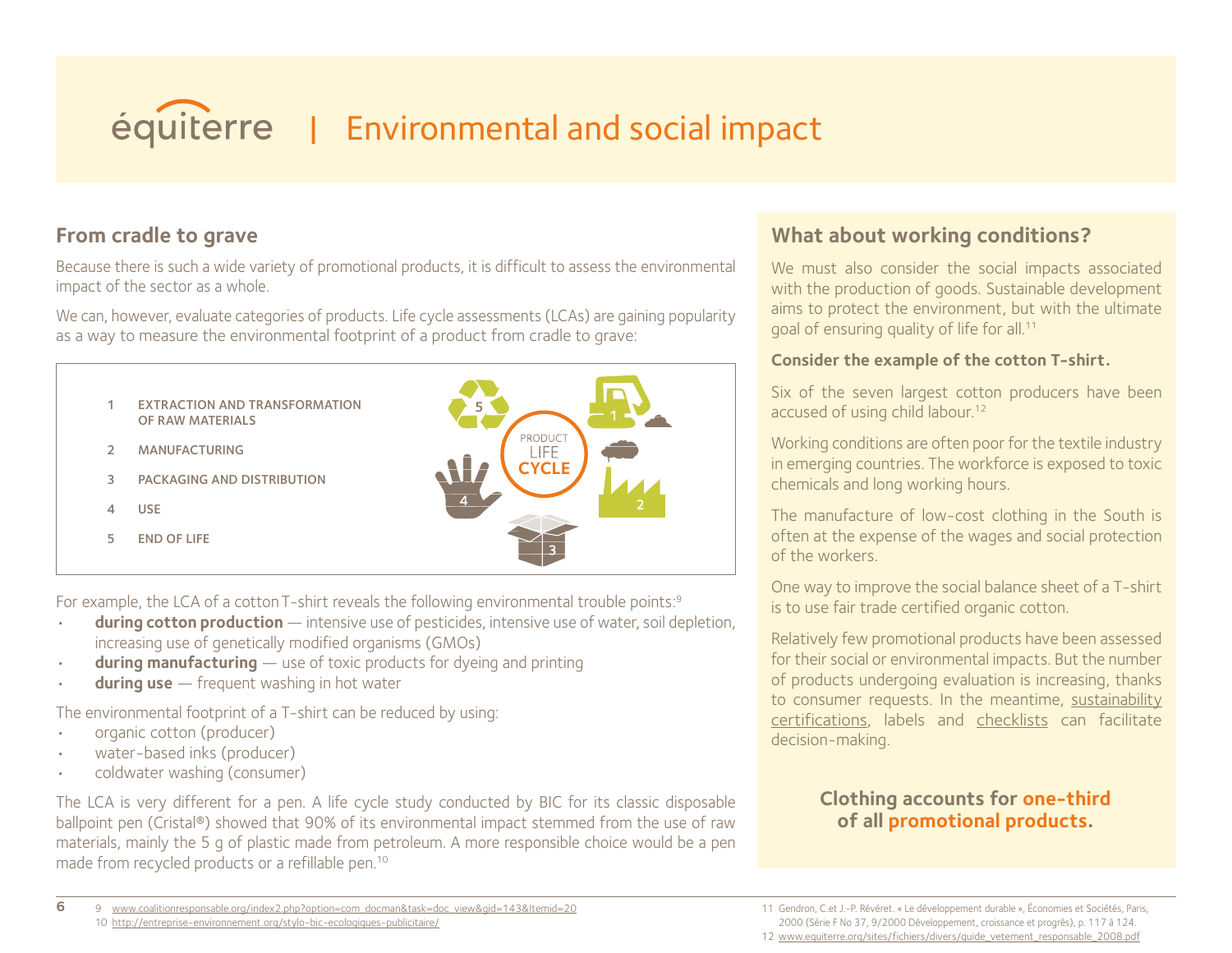# équiterre | Environmental and social impact

## From cradle to grave

Because there is such a wide variety of promotional products, it is difficult to assess the environmental impact of the sector as a whole.

We can, however, evaluate categories of products. Life cycle assessments (LCAs) are gaining popularity as a way to measure the environmental footprint of a product from cradle to grave:

1. EXTRACTION AND TRANSFORMATION OF RAW MATERIALS
2. MANUFACTURING
3. PACKAGING AND DISTRIBUTION
4. USE
5. END OF LIFE

PRODUCT LIFE CYCLE

For example, the LCA of a cotton T-shirt reveals the following environmental trouble points:[9]

- **during cotton production** — intensive use of pesticides, intensive use of water, soil depletion, increasing use of genetically modified organisms (GMOs)
- **during manufacturing** — use of toxic products for dyeing and printing
- **during use** — frequent washing in hot water

The environmental footprint of a T-shirt can be reduced by using:

- organic cotton (producer)
- water-based inks (producer)
- coldwater washing (consumer)

The LCA is very different for a pen. A life cycle study conducted by BIC for its classic disposable ballpoint pen (Cristal®) showed that 90% of its environmental impact stemmed from the use of raw materials, mainly the 5 g of plastic made from petroleum. A more responsible choice would be a pen made from recycled products or a refillable pen.[10]

## What about working conditions?

We must also consider the social impacts associated with the production of goods. Sustainable development aims to protect the environment, but with the ultimate goal of ensuring quality of life for all.[11]

**Consider the example of the cotton T-shirt.**

Six of the seven largest cotton producers have been accused of using child labour.[12]

Working conditions are often poor for the textile industry in emerging countries. The workforce is exposed to toxic chemicals and long working hours.

The manufacture of low-cost clothing in the South is often at the expense of the wages and social protection of the workers.

One way to improve the social balance sheet of a T-shirt is to use fair trade certified organic cotton.

Relatively few promotional products have been assessed for their social or environmental impacts. But the number of products undergoing evaluation is increasing, thanks to consumer requests. In the meantime, sustainability certifications, labels and checklists can facilitate decision-making.

**Clothing accounts for one-third of all promotional products.**

---

9 www.coalitionresponsable.org/index2.php?option=com_docman&task=doc_view&gid=143&Itemid=20

10 http://entreprise-environnement.org/stylo-bic-ecologiques-publicitaire/

11 Gendron, C.et J.-P. Révéret. « Le développement durable », Économies et Sociétés, Paris, 2000 (Série F No 37, 9/2000 Développement, croissance et progrès), p. 117 à 124.

12 www.equiterre.org/sites/fichiers/divers/guide_vetement_responsable_2008.pdf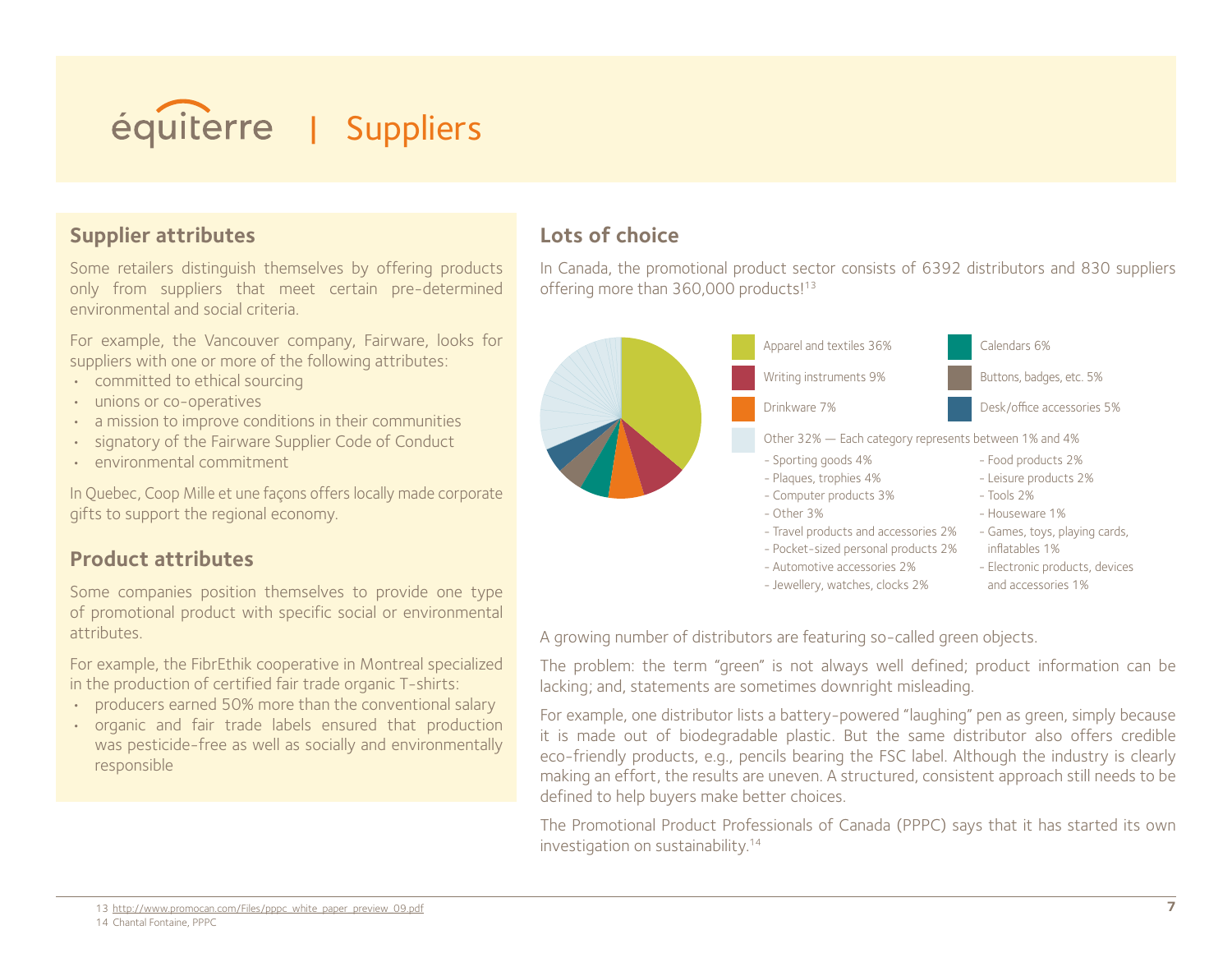# équiterre | Suppliers

## Supplier attributes

Some retailers distinguish themselves by offering products only from suppliers that meet certain pre-determined environmental and social criteria.

For example, the Vancouver company, Fairware, looks for suppliers with one or more of the following attributes:

- committed to ethical sourcing
- unions or co-operatives
- a mission to improve conditions in their communities
- signatory of the Fairware Supplier Code of Conduct
- environmental commitment

In Quebec, Coop Mille et une façons offers locally made corporate gifts to support the regional economy.

## Product attributes

Some companies position themselves to provide one type of promotional product with specific social or environmental attributes.

For example, the FibrEthik cooperative in Montreal specialized in the production of certified fair trade organic T-shirts:

- producers earned 50% more than the conventional salary
- organic and fair trade labels ensured that production was pesticide-free as well as socially and environmentally responsible

## Lots of choice

In Canada, the promotional product sector consists of 6392 distributors and 830 suppliers offering more than 360,000 products![13]

- Apparel and textiles 36%
- Writing instruments 9%
- Drinkware 7%
- Calendars 6%
- Buttons, badges, etc. 5%
- Desk/office accessories 5%

Other 32% — Each category represents between 1% and 4%

- Sporting goods 4%
- Plaques, trophies 4%
- Computer products 3%
- Other 3%
- Travel products and accessories 2%
- Pocket-sized personal products 2%
- Automotive accessories 2%
- Jewellery, watches, clocks 2%
- Food products 2%
- Leisure products 2%
- Tools 2%
- Houseware 1%
- Games, toys, playing cards, inflatables 1%
- Electronic products, devices and accessories 1%

A growing number of distributors are featuring so-called green objects.

The problem: the term "green" is not always well defined; product information can be lacking; and, statements are sometimes downright misleading.

For example, one distributor lists a battery-powered "laughing" pen as green, simply because it is made out of biodegradable plastic. But the same distributor also offers credible eco-friendly products, e.g., pencils bearing the FSC label. Although the industry is clearly making an effort, the results are uneven. A structured, consistent approach still needs to be defined to help buyers make better choices.

The Promotional Product Professionals of Canada (PPPC) says that it has started its own investigation on sustainability.[14]

13 http://www.promocan.com/Files/pppc_white_paper_preview_09.pdf
14 Chantal Fontaine, PPPC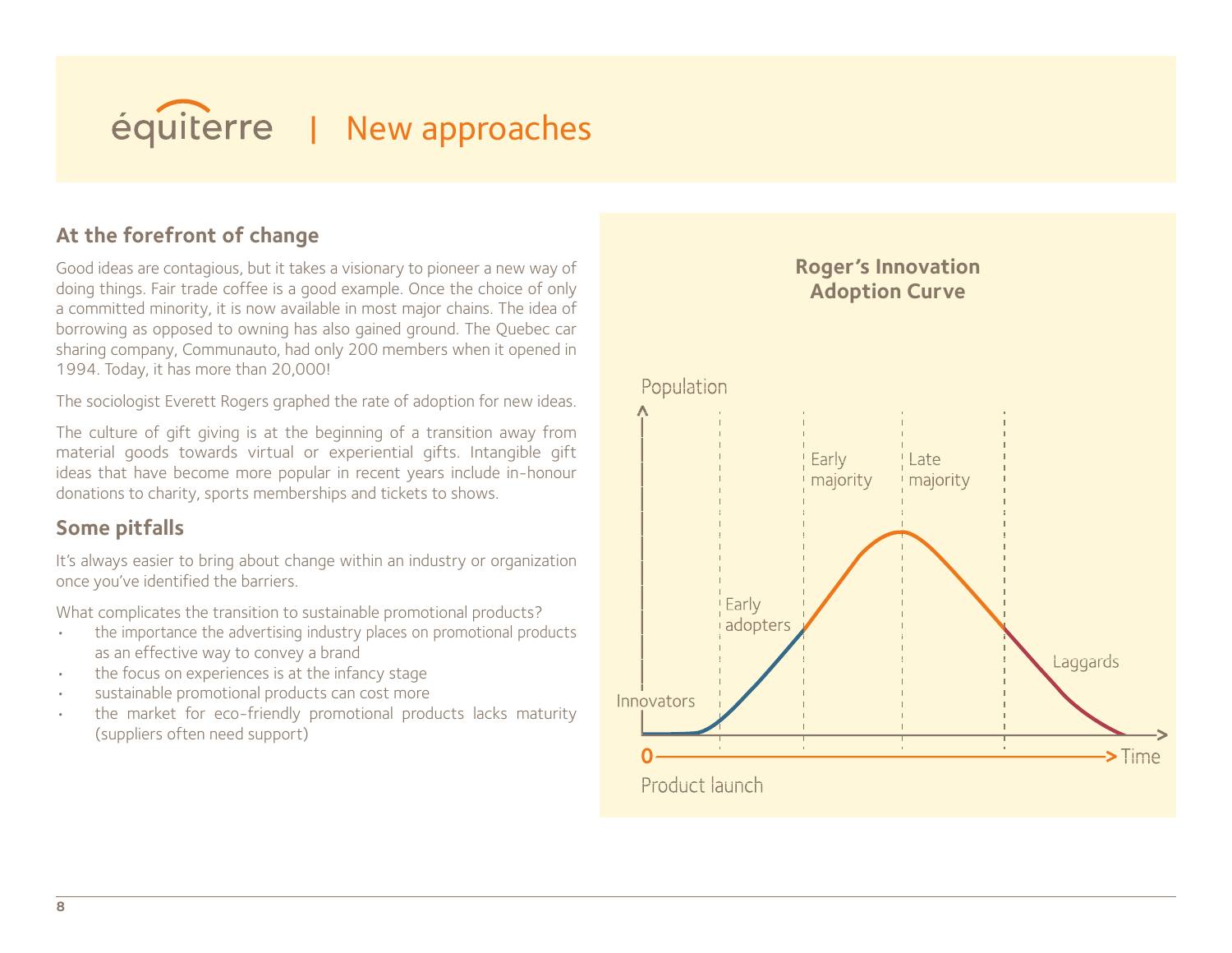# équiterre | New approaches

## At the forefront of change

Good ideas are contagious, but it takes a visionary to pioneer a new way of doing things. Fair trade coffee is a good example. Once the choice of only a committed minority, it is now available in most major chains. The idea of borrowing as opposed to owning has also gained ground. The Quebec car sharing company, Communauto, had only 200 members when it opened in 1994. Today, it has more than 20,000!

The sociologist Everett Rogers graphed the rate of adoption for new ideas.

The culture of gift giving is at the beginning of a transition away from material goods towards virtual or experiential gifts. Intangible gift ideas that have become more popular in recent years include in-honour donations to charity, sports memberships and tickets to shows.

## Some pitfalls

It's always easier to bring about change within an industry or organization once you've identified the barriers.

What complicates the transition to sustainable promotional products?

- the importance the advertising industry places on promotional products as an effective way to convey a brand
- the focus on experiences is at the infancy stage
- sustainable promotional products can cost more
- the market for eco-friendly promotional products lacks maturity (suppliers often need support)

**Roger's Innovation Adoption Curve**

Population

Innovators | Early adopters | Early majority | Late majority | Laggards

0 — Time

Product launch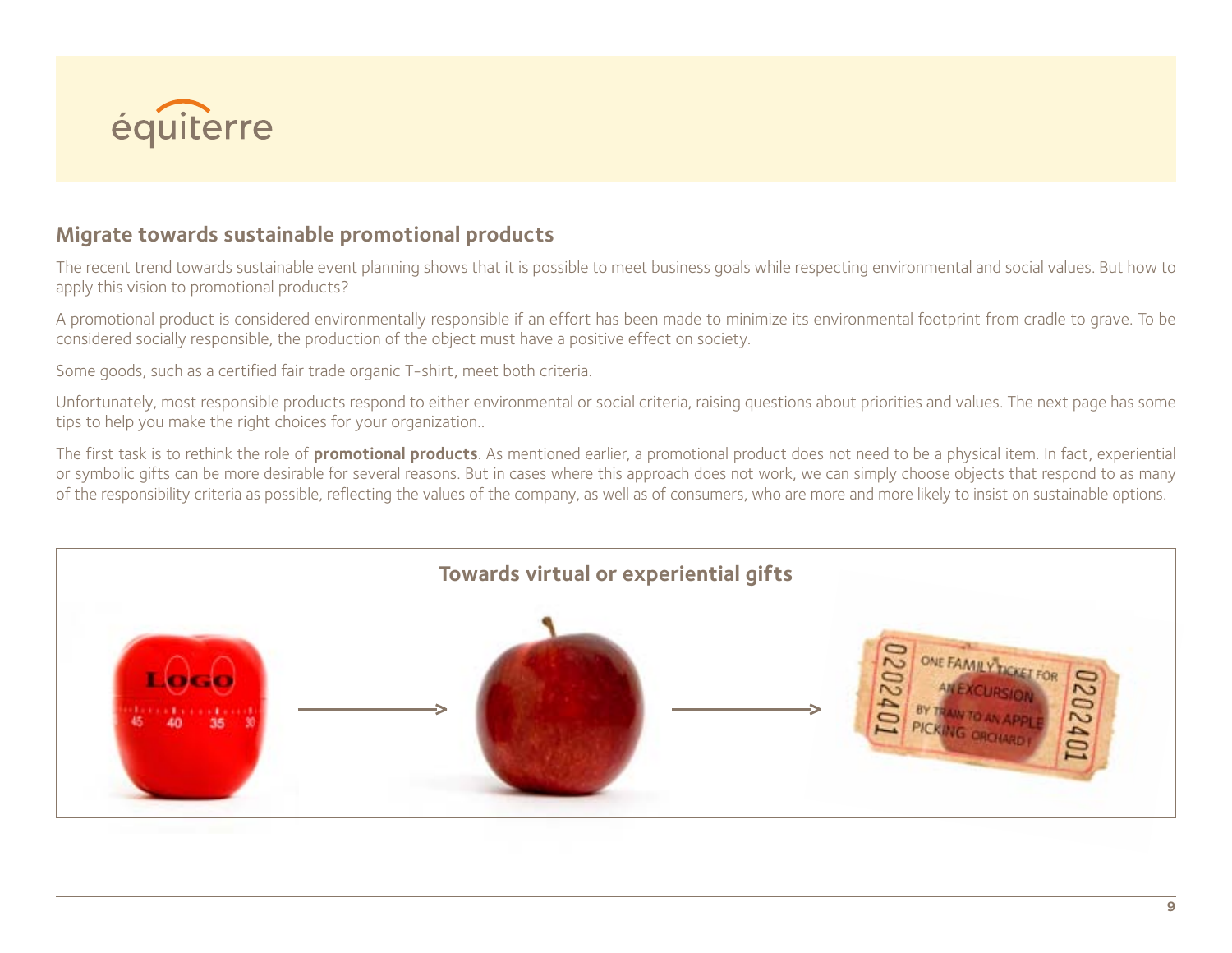## Migrate towards sustainable promotional products

The recent trend towards sustainable event planning shows that it is possible to meet business goals while respecting environmental and social values. But how to apply this vision to promotional products?

A promotional product is considered environmentally responsible if an effort has been made to minimize its environmental footprint from cradle to grave. To be considered socially responsible, the production of the object must have a positive effect on society.

Some goods, such as a certified fair trade organic T-shirt, meet both criteria.

Unfortunately, most responsible products respond to either environmental or social criteria, raising questions about priorities and values. The next page has some tips to help you make the right choices for your organization..

The first task is to rethink the role of **promotional products**. As mentioned earlier, a promotional product does not need to be a physical item. In fact, experiential or symbolic gifts can be more desirable for several reasons. But in cases where this approach does not work, we can simply choose objects that respond to as many of the responsibility criteria as possible, reflecting the values of the company, as well as of consumers, who are more and more likely to insist on sustainable options.

### Towards virtual or experiential gifts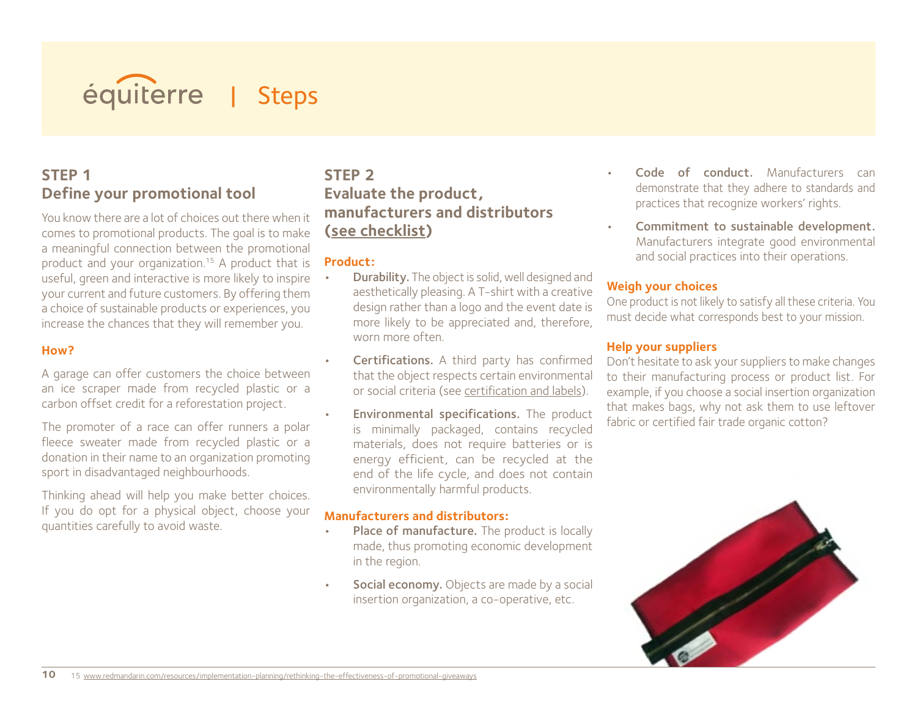## STEP 1
## Define your promotional tool

You know there are a lot of choices out there when it comes to promotional products. The goal is to make a meaningful connection between the promotional product and your organization.[15] A product that is useful, green and interactive is more likely to inspire your current and future customers. By offering them a choice of sustainable products or experiences, you increase the chances that they will remember you.

### How?

A garage can offer customers the choice between an ice scraper made from recycled plastic or a carbon offset credit for a reforestation project.

The promoter of a race can offer runners a polar fleece sweater made from recycled plastic or a donation in their name to an organization promoting sport in disadvantaged neighbourhoods.

Thinking ahead will help you make better choices. If you do opt for a physical object, choose your quantities carefully to avoid waste.

## STEP 2
## Evaluate the product, manufacturers and distributors (see checklist)

### Product:

- **Durability.** The object is solid, well designed and aesthetically pleasing. A T-shirt with a creative design rather than a logo and the event date is more likely to be appreciated and, therefore, worn more often.
- **Certifications.** A third party has confirmed that the object respects certain environmental or social criteria (see certification and labels).
- **Environmental specifications.** The product is minimally packaged, contains recycled materials, does not require batteries or is energy efficient, can be recycled at the end of the life cycle, and does not contain environmentally harmful products.

### Manufacturers and distributors:

- **Place of manufacture.** The product is locally made, thus promoting economic development in the region.
- **Social economy.** Objects are made by a social insertion organization, a co-operative, etc.
- **Code of conduct.** Manufacturers can demonstrate that they adhere to standards and practices that recognize workers' rights.
- **Commitment to sustainable development.** Manufacturers integrate good environmental and social practices into their operations.

### Weigh your choices

One product is not likely to satisfy all these criteria. You must decide what corresponds best to your mission.

### Help your suppliers

Don't hesitate to ask your suppliers to make changes to their manufacturing process or product list. For example, if you choose a social insertion organization that makes bags, why not ask them to use leftover fabric or certified fair trade organic cotton?

15 www.redmandarin.com/resources/implementation-planning/rethinking-the-effectiveness-of-promotional-giveaways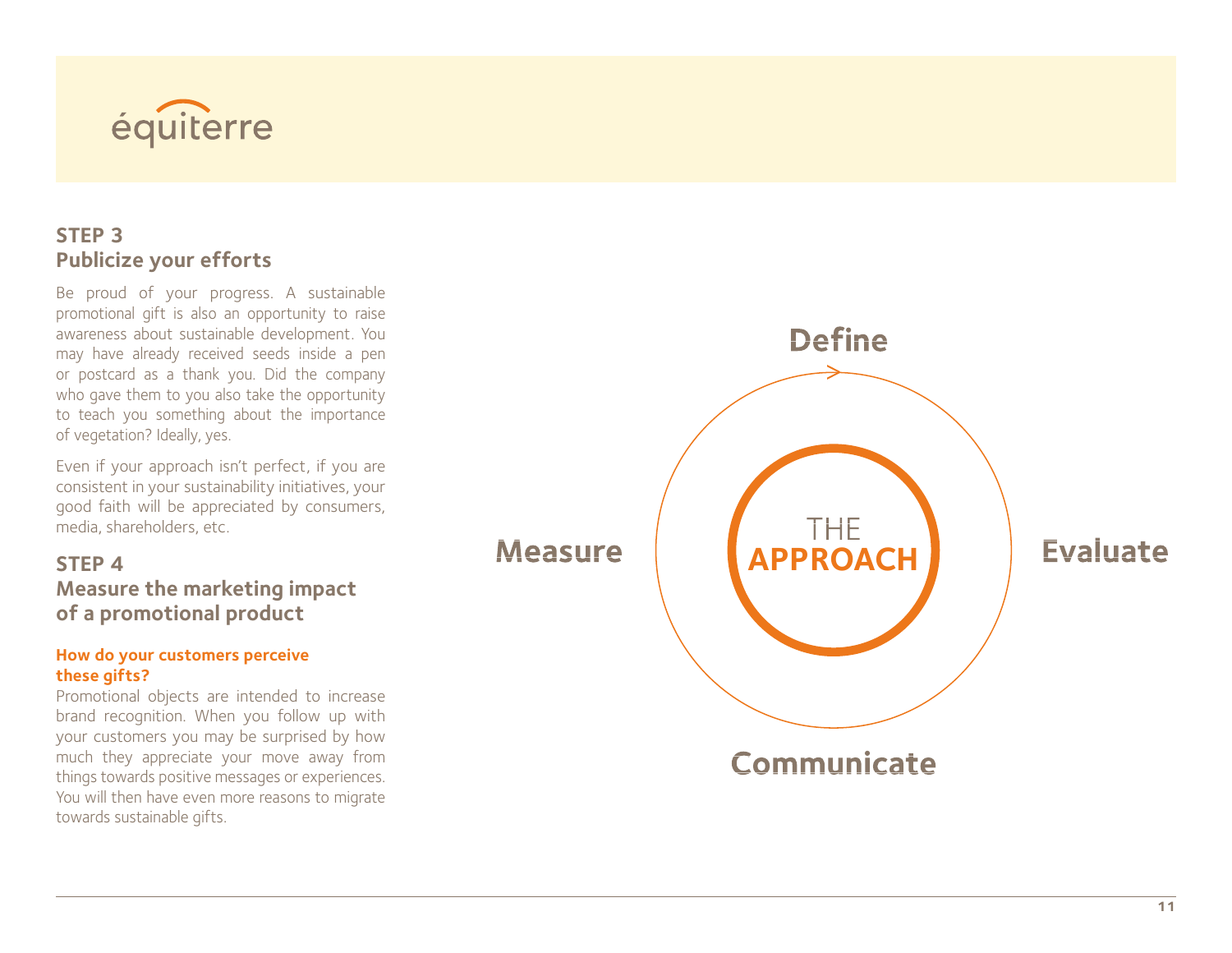## STEP 3
## Publicize your efforts

Be proud of your progress. A sustainable promotional gift is also an opportunity to raise awareness about sustainable development. You may have already received seeds inside a pen or postcard as a thank you. Did the company who gave them to you also take the opportunity to teach you something about the importance of vegetation? Ideally, yes.

Even if your approach isn't perfect, if you are consistent in your sustainability initiatives, your good faith will be appreciated by consumers, media, shareholders, etc.

## STEP 4
## Measure the marketing impact of a promotional product

#### How do your customers perceive these gifts?

Promotional objects are intended to increase brand recognition. When you follow up with your customers you may be surprised by how much they appreciate your move away from things towards positive messages or experiences. You will then have even more reasons to migrate towards sustainable gifts.

Define

Measure — THE APPROACH — Evaluate

Communicate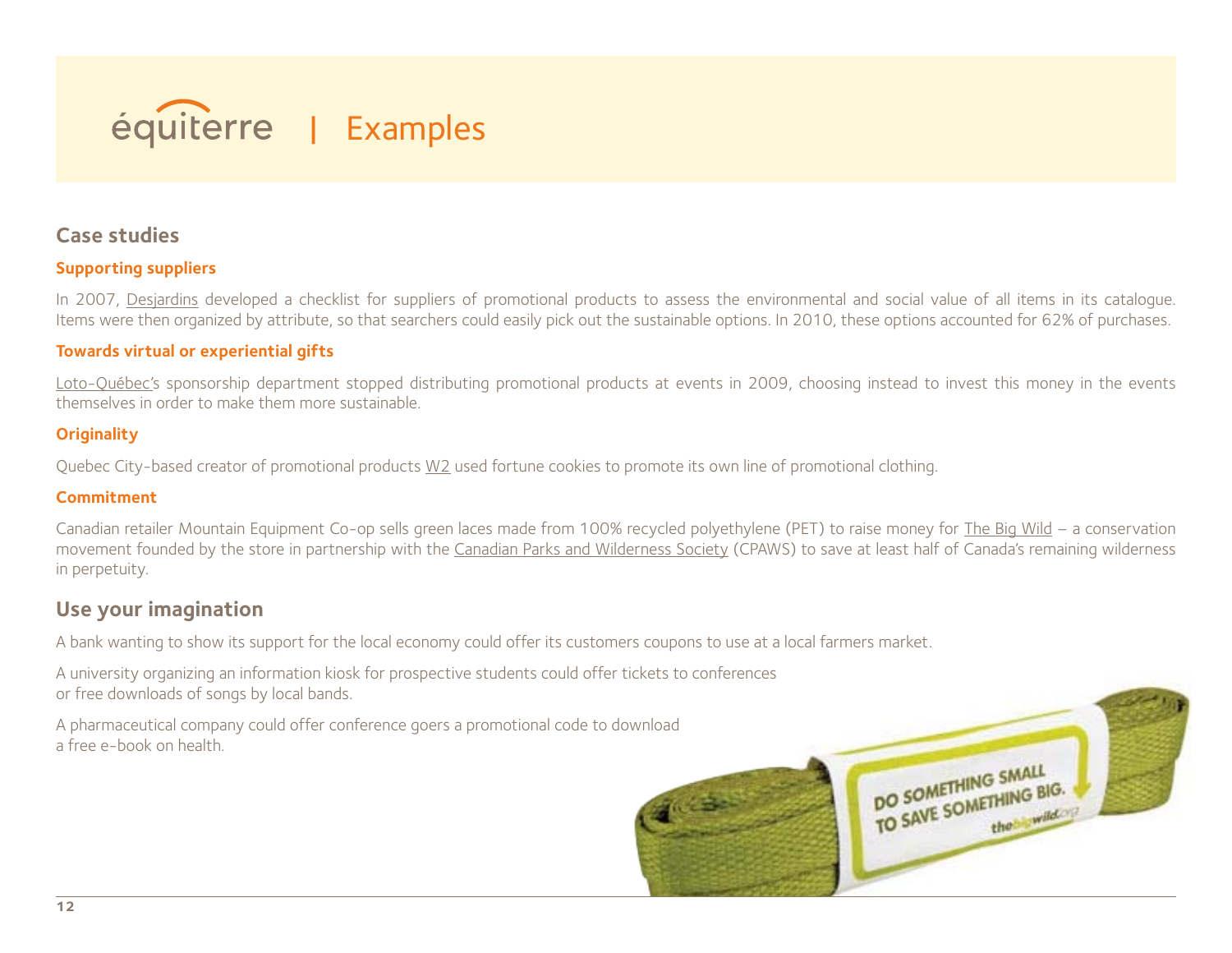# équiterre | Examples

## Case studies

### Supporting suppliers

In 2007, Desjardins developed a checklist for suppliers of promotional products to assess the environmental and social value of all items in its catalogue. Items were then organized by attribute, so that searchers could easily pick out the sustainable options. In 2010, these options accounted for 62% of purchases.

### Towards virtual or experiential gifts

Loto-Québec's sponsorship department stopped distributing promotional products at events in 2009, choosing instead to invest this money in the events themselves in order to make them more sustainable.

### Originality

Quebec City-based creator of promotional products W2 used fortune cookies to promote its own line of promotional clothing.

### Commitment

Canadian retailer Mountain Equipment Co-op sells green laces made from 100% recycled polyethylene (PET) to raise money for The Big Wild – a conservation movement founded by the store in partnership with the Canadian Parks and Wilderness Society (CPAWS) to save at least half of Canada's remaining wilderness in perpetuity.

## Use your imagination

A bank wanting to show its support for the local economy could offer its customers coupons to use at a local farmers market.

A university organizing an information kiosk for prospective students could offer tickets to conferences or free downloads of songs by local bands.

A pharmaceutical company could offer conference goers a promotional code to download a free e-book on health.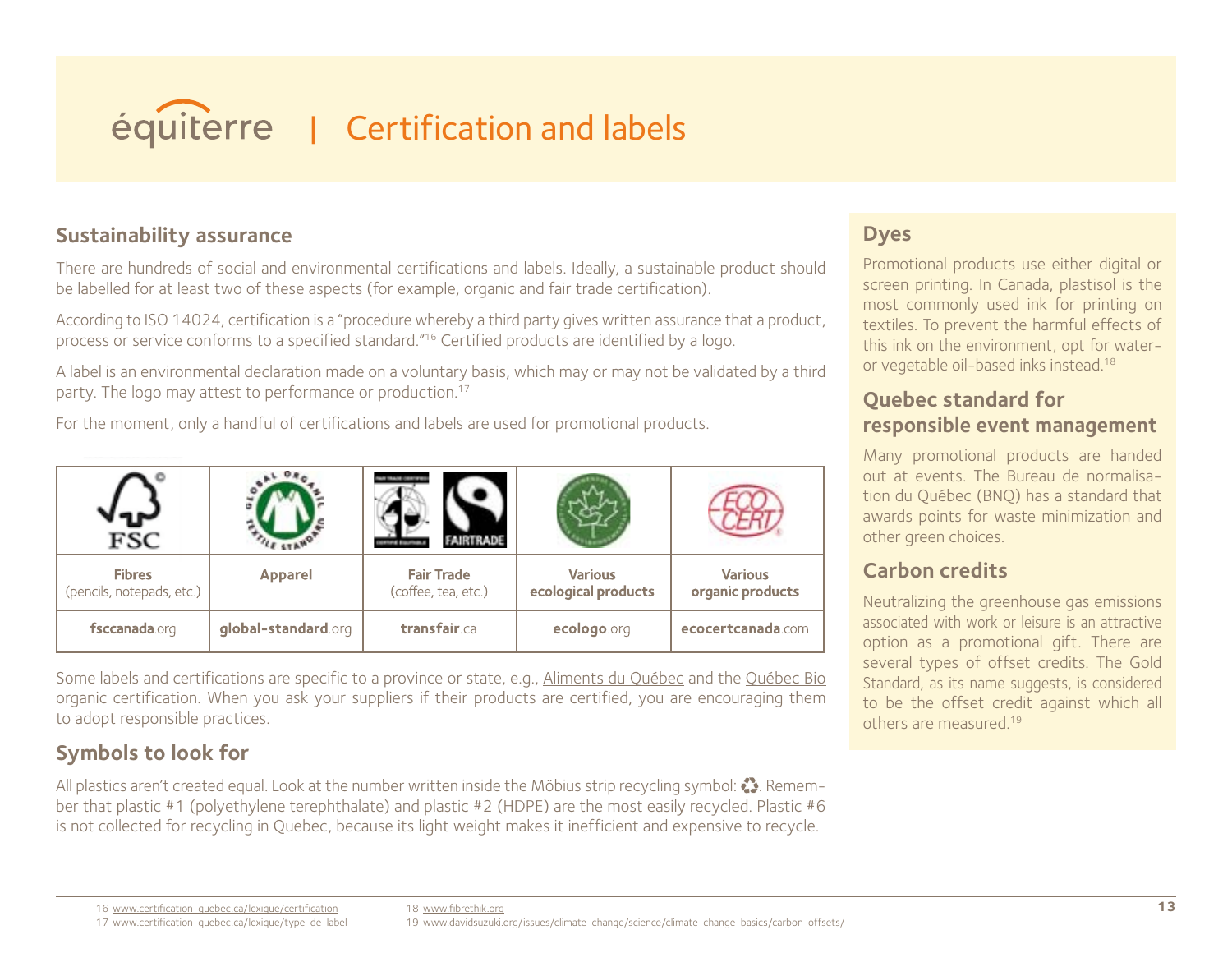# équiterre | Certification and labels

## Sustainability assurance

There are hundreds of social and environmental certifications and labels. Ideally, a sustainable product should be labelled for at least two of these aspects (for example, organic and fair trade certification).

According to ISO 14024, certification is a "procedure whereby a third party gives written assurance that a product, process or service conforms to a specified standard."[16] Certified products are identified by a logo.

A label is an environmental declaration made on a voluntary basis, which may or may not be validated by a third party. The logo may attest to performance or production.[17]

For the moment, only a handful of certifications and labels are used for promotional products.

| FSC | Global Organic Textile Standard | Fairtrade | EcoLogo | ECOCERT |
|---|---|---|---|---|
| **Fibres** (pencils, notepads, etc.) | **Apparel** | **Fair Trade** (coffee, tea, etc.) | **Various ecological products** | **Various organic products** |
| **fsccanada**.org | **global-standard**.org | **transfair**.ca | **ecologo**.org | **ecocertcanada**.com |

Some labels and certifications are specific to a province or state, e.g., Aliments du Québec and the Québec Bio organic certification. When you ask your suppliers if their products are certified, you are encouraging them to adopt responsible practices.

## Symbols to look for

All plastics aren't created equal. Look at the number written inside the Möbius strip recycling symbol: ♻. Remember that plastic #1 (polyethylene terephthalate) and plastic #2 (HDPE) are the most easily recycled. Plastic #6 is not collected for recycling in Quebec, because its light weight makes it inefficient and expensive to recycle.

## Dyes

Promotional products use either digital or screen printing. In Canada, plastisol is the most commonly used ink for printing on textiles. To prevent the harmful effects of this ink on the environment, opt for water- or vegetable oil-based inks instead.[18]

## Quebec standard for responsible event management

Many promotional products are handed out at events. The Bureau de normalisation du Québec (BNQ) has a standard that awards points for waste minimization and other green choices.

## Carbon credits

Neutralizing the greenhouse gas emissions associated with work or leisure is an attractive option as a promotional gift. There are several types of offset credits. The Gold Standard, as its name suggests, is considered to be the offset credit against which all others are measured.[19]

---

16 www.certification-quebec.ca/lexique/certification
17 www.certification-quebec.ca/lexique/type-de-label
18 www.fibrethik.org
19 www.davidsuzuki.org/issues/climate-change/science/climate-change-basics/carbon-offsets/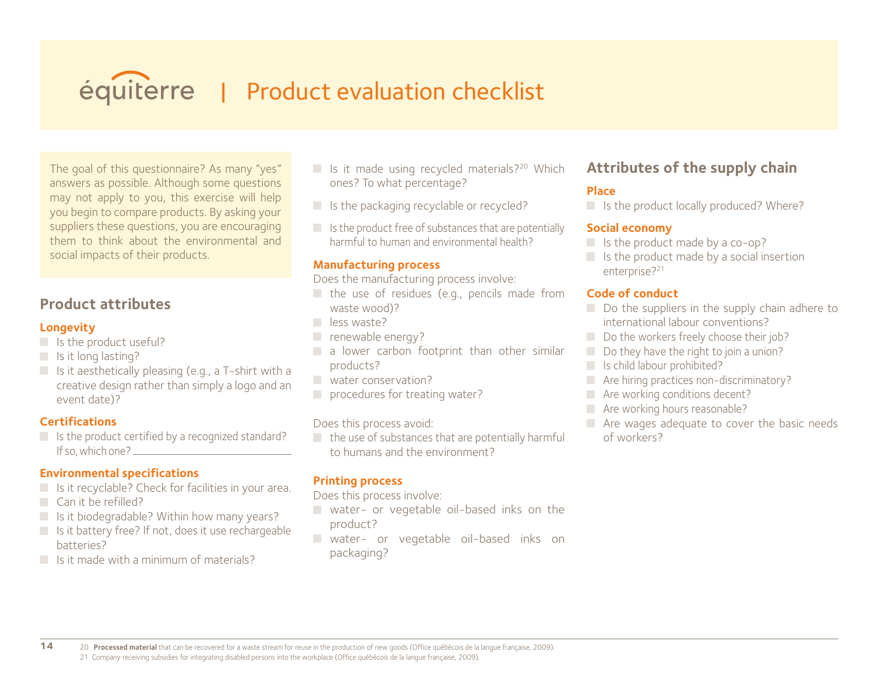# équiterre | Product evaluation checklist

The goal of this questionnaire? As many "yes" answers as possible. Although some questions may not apply to you, this exercise will help you begin to compare products. By asking your suppliers these questions, you are encouraging them to think about the environmental and social impacts of their products.

## Product attributes

### Longevity

- Is the product useful?
- Is it long lasting?
- Is it aesthetically pleasing (e.g., a T-shirt with a creative design rather than simply a logo and an event date)?

### Certifications

- Is the product certified by a recognized standard? If so, which one? \_\_\_\_\_\_\_\_\_\_\_\_\_\_\_\_\_\_\_\_\_\_\_\_

### Environmental specifications

- Is it recyclable? Check for facilities in your area.
- Can it be refilled?
- Is it biodegradable? Within how many years?
- Is it battery free? If not, does it use rechargeable batteries?
- Is it made with a minimum of materials?
- Is it made using recycled materials?[20] Which ones? To what percentage?
- Is the packaging recyclable or recycled?
- Is the product free of substances that are potentially harmful to human and environmental health?

### Manufacturing process

Does the manufacturing process involve:

- the use of residues (e.g., pencils made from waste wood)?
- less waste?
- renewable energy?
- a lower carbon footprint than other similar products?
- water conservation?
- procedures for treating water?

Does this process avoid:

- the use of substances that are potentially harmful to humans and the environment?

### Printing process

Does this process involve:

- water- or vegetable oil-based inks on the product?
- water- or vegetable oil-based inks on packaging?

## Attributes of the supply chain

### Place

- Is the product locally produced? Where?

### Social economy

- Is the product made by a co-op?
- Is the product made by a social insertion enterprise?[21]

### Code of conduct

- Do the suppliers in the supply chain adhere to international labour conventions?
- Do the workers freely choose their job?
- Do they have the right to join a union?
- Is child labour prohibited?
- Are hiring practices non-discriminatory?
- Are working conditions decent?
- Are working hours reasonable?
- Are wages adequate to cover the basic needs of workers?

---

20 **Processed material** that can be recovered for a waste stream for reuse in the production of new goods (Office québécois de la langue française, 2009).

21 Company receiving subsidies for integrating disabled persons into the workplace (Office québécois de la langue française, 2009).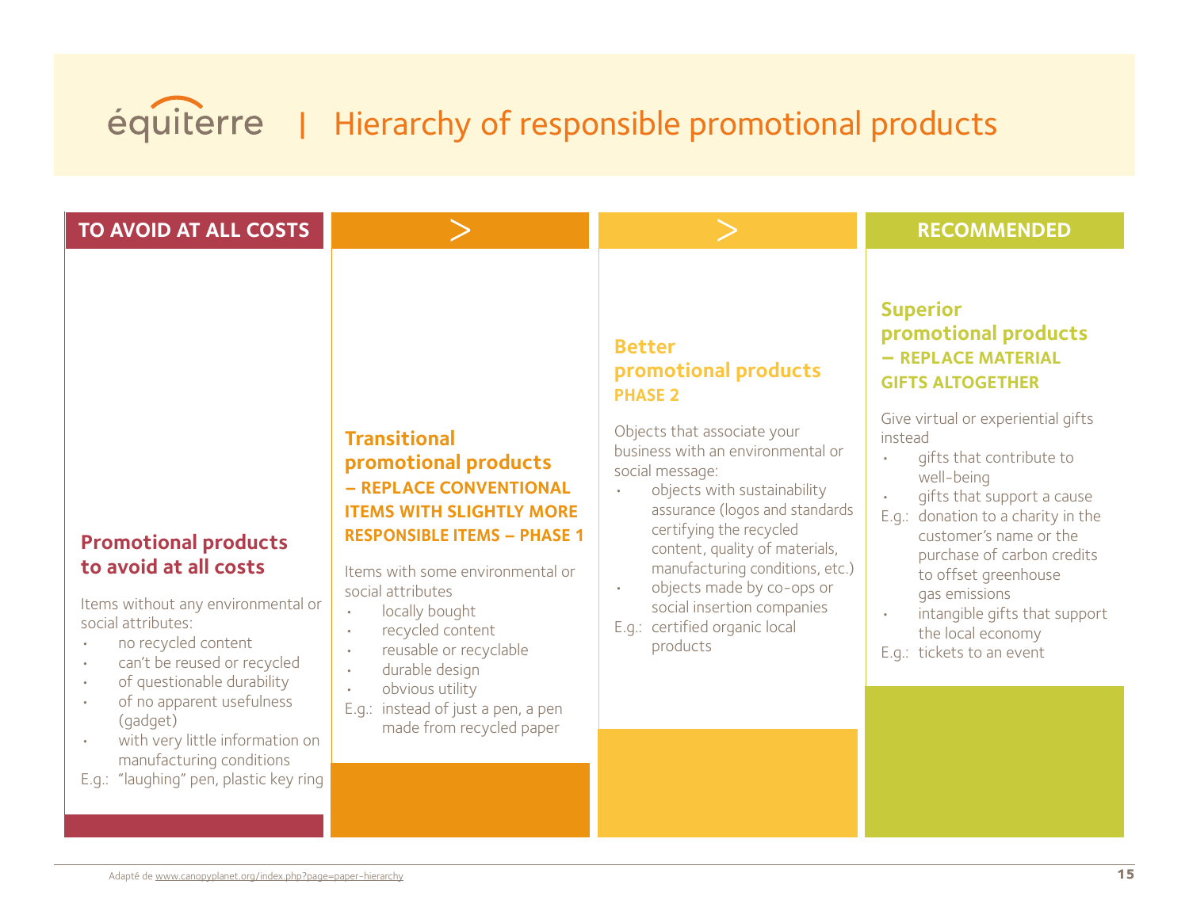# équiterre | Hierarchy of responsible promotional products

**TO AVOID AT ALL COSTS** > > **RECOMMENDED**

### Promotional products to avoid at all costs

Items without any environmental or social attributes:

- no recycled content
- can't be reused or recycled
- of questionable durability
- of no apparent usefulness (gadget)
- with very little information on manufacturing conditions

E.g.: "laughing" pen, plastic key ring

### Transitional promotional products – REPLACE CONVENTIONAL ITEMS WITH SLIGHTLY MORE RESPONSIBLE ITEMS – PHASE 1

Items with some environmental or social attributes

- locally bought
- recycled content
- reusable or recyclable
- durable design
- obvious utility

E.g.: instead of just a pen, a pen made from recycled paper

### Better promotional products PHASE 2

Objects that associate your business with an environmental or social message:

- objects with sustainability assurance (logos and standards certifying the recycled content, quality of materials, manufacturing conditions, etc.)
- objects made by co-ops or social insertion companies

E.g.: certified organic local products

### Superior promotional products – REPLACE MATERIAL GIFTS ALTOGETHER

Give virtual or experiential gifts instead

- gifts that contribute to well-being
- gifts that support a cause

E.g.: donation to a charity in the customer's name or the purchase of carbon credits to offset greenhouse gas emissions

- intangible gifts that support the local economy

E.g.: tickets to an event

Adapté de www.canopyplanet.org/index.php?page=paper-hierarchy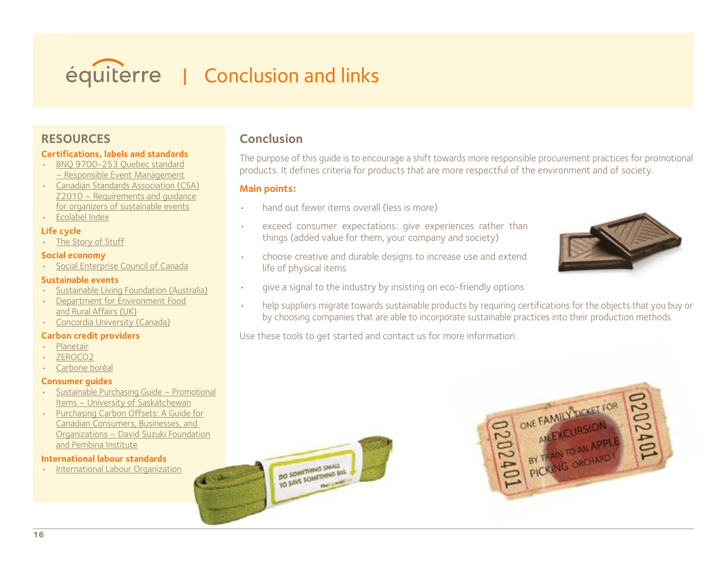# équiterre | Conclusion and links

## RESOURCES

**Certifications, labels and standards**

- BNQ 9700-253 Quebec standard – Responsible Event Management
- Canadian Standards Association (CSA) Z2010 – Requirements and guidance for organizers of sustainable events
- Ecolabel Index

**Life cycle**

- The Story of Stuff

**Social economy**

- Social Enterprise Council of Canada

**Sustainable events**

- Sustainable Living Foundation (Australia)
- Department for Environment Food and Rural Affairs (UK)
- Concordia University (Canada)

**Carbon credit providers**

- Planetair
- ZEROCO2
- Carbone boréal

**Consumer guides**

- Sustainable Purchasing Guide – Promotional Items – University of Saskatchewan
- Purchasing Carbon Offsets: A Guide for Canadian Consumers, Businesses, and Organizations – David Suzuki Foundation and Pembina Institute

**International labour standards**

- International Labour Organization

## Conclusion

The purpose of this guide is to encourage a shift towards more responsible procurement practices for promotional products. It defines criteria for products that are more respectful of the environment and of society.

**Main points:**

- hand out fewer items overall (less is more)
- exceed consumer expectations: give experiences rather than things (added value for them, your company and society)
- choose creative and durable designs to increase use and extend life of physical items
- give a signal to the industry by insisting on eco-friendly options
- help suppliers migrate towards sustainable products by requiring certifications for the objects that you buy or by choosing companies that are able to incorporate sustainable practices into their production methods

Use these tools to get started and contact us for more information.